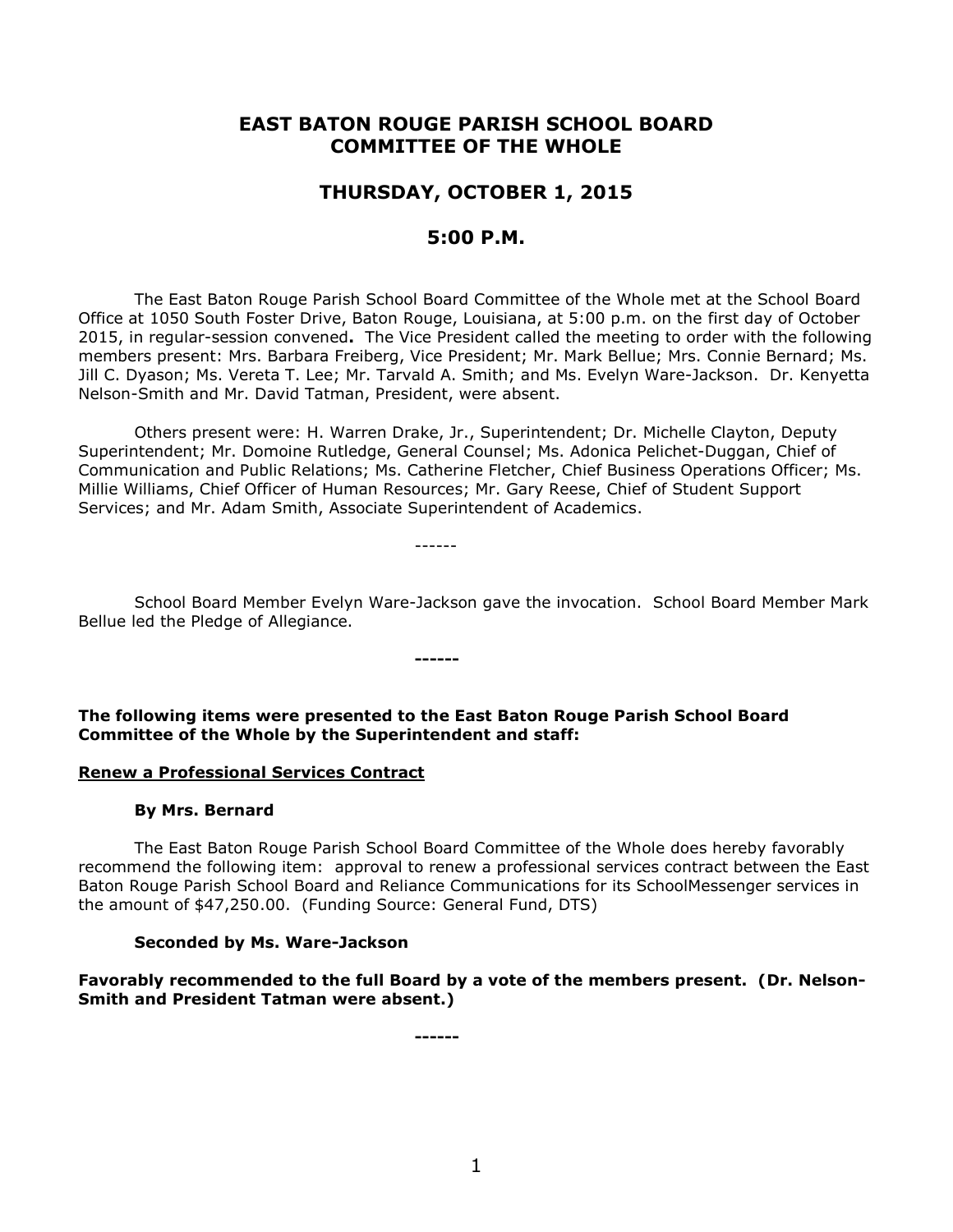# EAST BATON ROUGE PARISH SCHOOL BOARD COMMITTEE OF THE WHOLE

## THURSDAY, OCTOBER 1, 2015

## 5:00 P.M.

The East Baton Rouge Parish School Board Committee of the Whole met at the School Board Office at 1050 South Foster Drive, Baton Rouge, Louisiana, at 5:00 p.m. on the first day of October 2015, in regular-session convened**.** The Vice President called the meeting to order with the following members present: Mrs. Barbara Freiberg, Vice President; Mr. Mark Bellue; Mrs. Connie Bernard; Ms. Jill C. Dyason; Ms. Vereta T. Lee; Mr. Tarvald A. Smith; and Ms. Evelyn Ware-Jackson. Dr. Kenyetta Nelson-Smith and Mr. David Tatman, President, were absent.

Others present were: H. Warren Drake, Jr., Superintendent; Dr. Michelle Clayton, Deputy Superintendent; Mr. Domoine Rutledge, General Counsel; Ms. Adonica Pelichet-Duggan, Chief of Communication and Public Relations; Ms. Catherine Fletcher, Chief Business Operations Officer; Ms. Millie Williams, Chief Officer of Human Resources; Mr. Gary Reese, Chief of Student Support Services; and Mr. Adam Smith, Associate Superintendent of Academics.

------

School Board Member Evelyn Ware-Jackson gave the invocation. School Board Member Mark Bellue led the Pledge of Allegiance.

**------**

**The following items were presented to the East Baton Rouge Parish School Board Committee of the Whole by the Superintendent and staff:**

**Renew a Professional Services Contract**

**By Mrs. Bernard**

The East Baton Rouge Parish School Board Committee of the Whole does hereby favorably recommend the following item: approval to renew a professional services contract between the East Baton Rouge Parish School Board and Reliance Communications for its SchoolMessenger services in the amount of $47,250.00. (Funding Source: General Fund, DTS)

**Seconded by Ms. Ware-Jackson**

**Favorably recommended to the full Board by a vote of the members present. (Dr. Nelson-Smith and President Tatman were absent.)**

**------**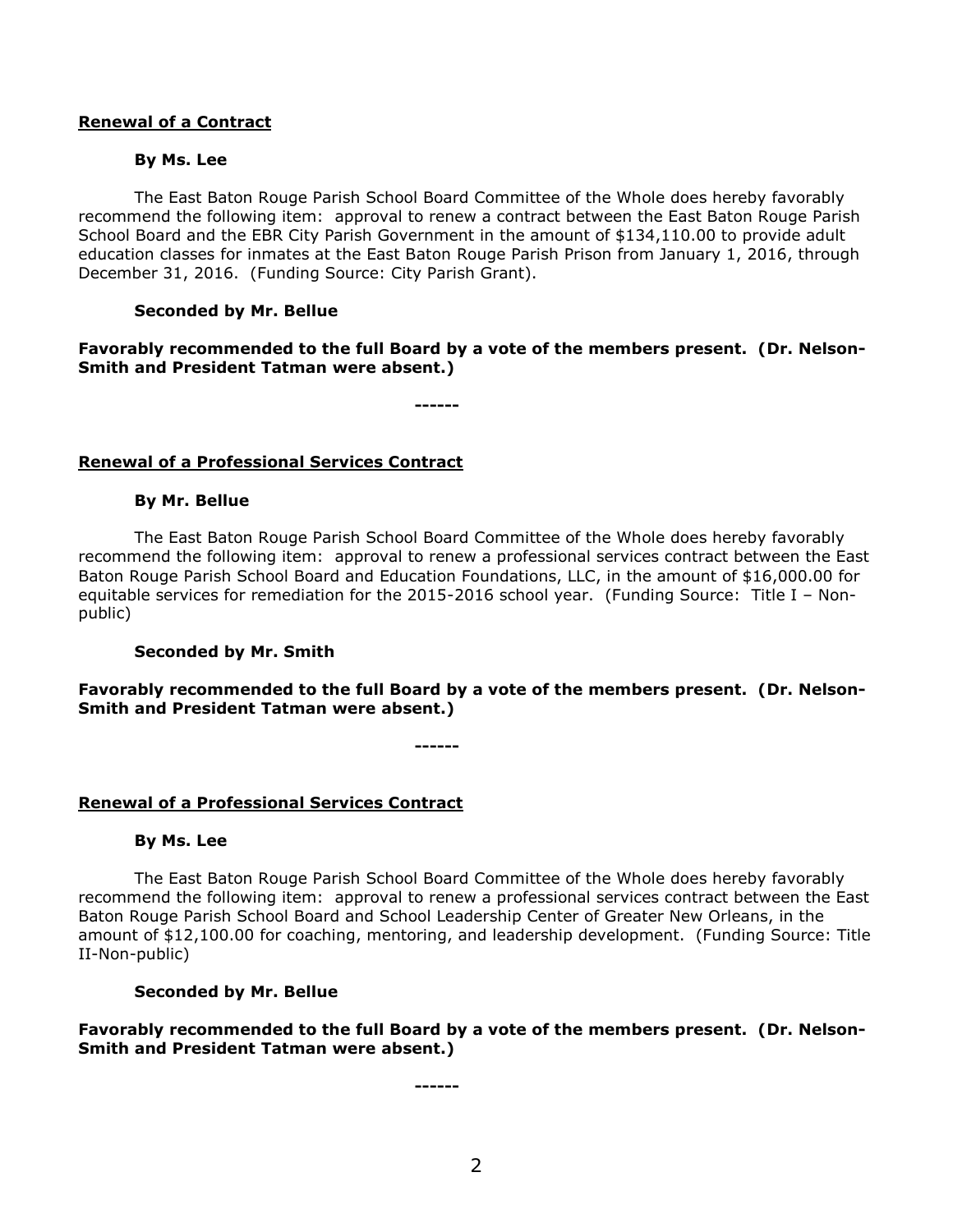**Renewal of a Contract**

**By Ms. Lee**

The East Baton Rouge Parish School Board Committee of the Whole does hereby favorably recommend the following item: approval to renew a contract between the East Baton Rouge Parish School Board and the EBR City Parish Government in the amount of $134,110.00 to provide adult education classes for inmates at the East Baton Rouge Parish Prison from January 1, 2016, through December 31, 2016. (Funding Source: City Parish Grant).

**Seconded by Mr. Bellue**

**Favorably recommended to the full Board by a vote of the members present. (Dr. Nelson-Smith and President Tatman were absent.)**

**------**

**Renewal of a Professional Services Contract**

**By Mr. Bellue**

The East Baton Rouge Parish School Board Committee of the Whole does hereby favorably recommend the following item: approval to renew a professional services contract between the East Baton Rouge Parish School Board and Education Foundations, LLC, in the amount of $16,000.00 for equitable services for remediation for the 2015-2016 school year. (Funding Source: Title I – Non-public)

**Seconded by Mr. Smith**

**Favorably recommended to the full Board by a vote of the members present. (Dr. Nelson-Smith and President Tatman were absent.)**

**------**

**Renewal of a Professional Services Contract**

**By Ms. Lee**

The East Baton Rouge Parish School Board Committee of the Whole does hereby favorably recommend the following item: approval to renew a professional services contract between the East Baton Rouge Parish School Board and School Leadership Center of Greater New Orleans, in the amount of $12,100.00 for coaching, mentoring, and leadership development. (Funding Source: Title II-Non-public)

**Seconded by Mr. Bellue**

**Favorably recommended to the full Board by a vote of the members present. (Dr. Nelson-Smith and President Tatman were absent.)**

**------**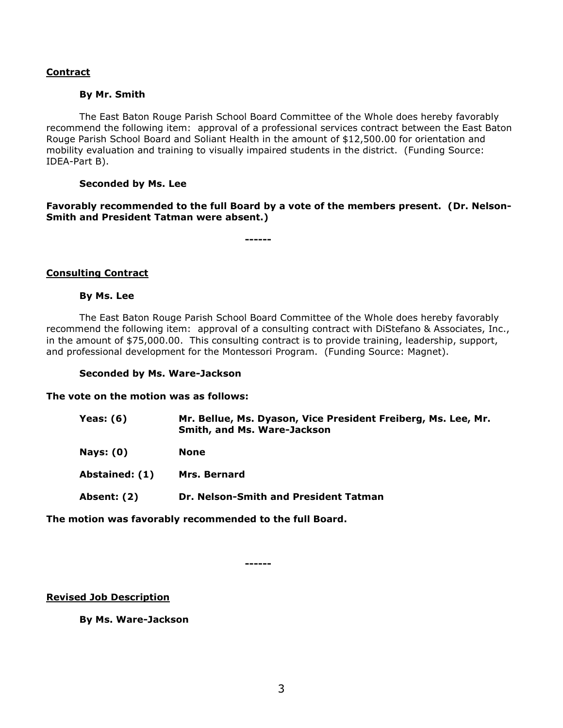**Contract**

**By Mr. Smith**

The East Baton Rouge Parish School Board Committee of the Whole does hereby favorably recommend the following item: approval of a professional services contract between the East Baton Rouge Parish School Board and Soliant Health in the amount of $12,500.00 for orientation and mobility evaluation and training to visually impaired students in the district. (Funding Source: IDEA-Part B).

**Seconded by Ms. Lee**

**Favorably recommended to the full Board by a vote of the members present. (Dr. Nelson-Smith and President Tatman were absent.)**

------

**Consulting Contract**

**By Ms. Lee**

The East Baton Rouge Parish School Board Committee of the Whole does hereby favorably recommend the following item: approval of a consulting contract with DiStefano & Associates, Inc., in the amount of $75,000.00. This consulting contract is to provide training, leadership, support, and professional development for the Montessori Program. (Funding Source: Magnet).

**Seconded by Ms. Ware-Jackson**

**The vote on the motion was as follows:**

| | |
|---|---|
| **Yeas: (6)** | **Mr. Bellue, Ms. Dyason, Vice President Freiberg, Ms. Lee, Mr. Smith, and Ms. Ware-Jackson** |
| **Nays: (0)** | **None** |
| **Abstained: (1)** | **Mrs. Bernard** |
| **Absent: (2)** | **Dr. Nelson-Smith and President Tatman** |

**The motion was favorably recommended to the full Board.**

------

**Revised Job Description**

**By Ms. Ware-Jackson**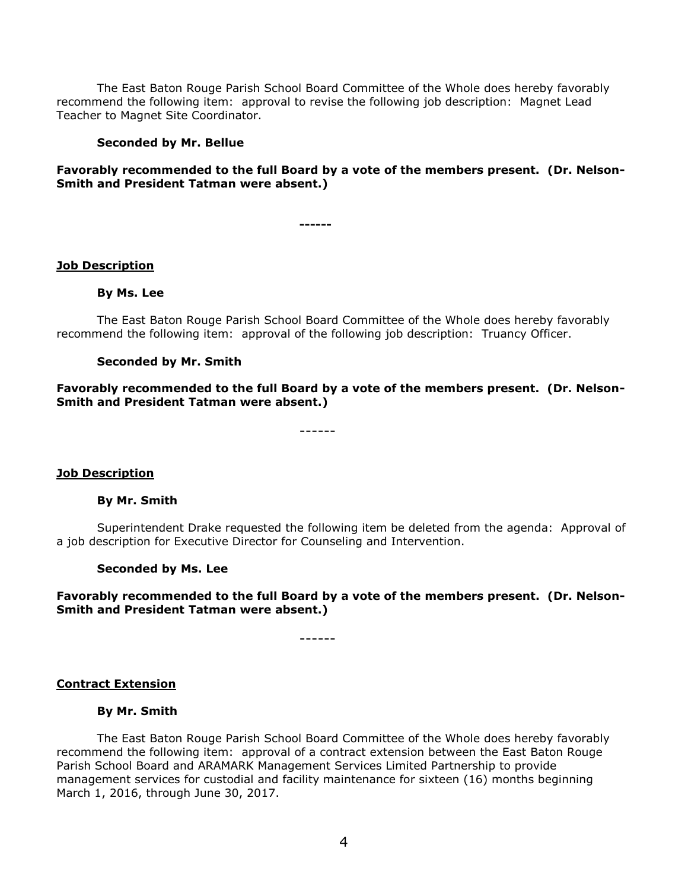The East Baton Rouge Parish School Board Committee of the Whole does hereby favorably recommend the following item: approval to revise the following job description: Magnet Lead Teacher to Magnet Site Coordinator.

**Seconded by Mr. Bellue**

**Favorably recommended to the full Board by a vote of the members present. (Dr. Nelson-Smith and President Tatman were absent.)**

**------**

**Job Description**

**By Ms. Lee**

The East Baton Rouge Parish School Board Committee of the Whole does hereby favorably recommend the following item: approval of the following job description: Truancy Officer.

**Seconded by Mr. Smith**

**Favorably recommended to the full Board by a vote of the members present. (Dr. Nelson-Smith and President Tatman were absent.)**

------

**Job Description**

**By Mr. Smith**

Superintendent Drake requested the following item be deleted from the agenda: Approval of a job description for Executive Director for Counseling and Intervention.

**Seconded by Ms. Lee**

**Favorably recommended to the full Board by a vote of the members present. (Dr. Nelson-Smith and President Tatman were absent.)**

------

**Contract Extension**

**By Mr. Smith**

The East Baton Rouge Parish School Board Committee of the Whole does hereby favorably recommend the following item: approval of a contract extension between the East Baton Rouge Parish School Board and ARAMARK Management Services Limited Partnership to provide management services for custodial and facility maintenance for sixteen (16) months beginning March 1, 2016, through June 30, 2017.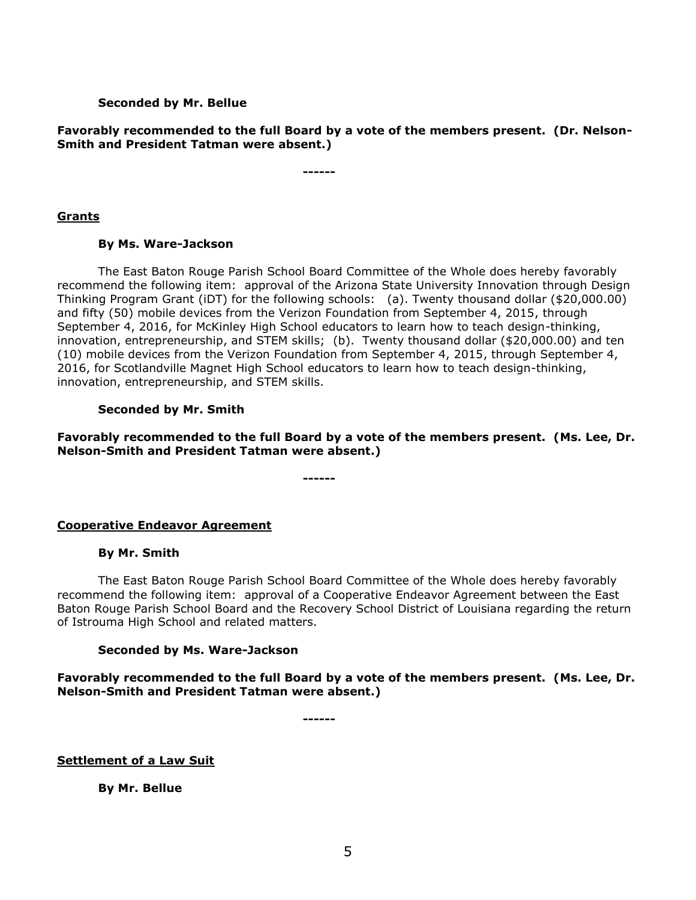**Seconded by Mr. Bellue**

**Favorably recommended to the full Board by a vote of the members present. (Dr. Nelson-Smith and President Tatman were absent.)**

**------**

**Grants**

**By Ms. Ware-Jackson**

The East Baton Rouge Parish School Board Committee of the Whole does hereby favorably recommend the following item: approval of the Arizona State University Innovation through Design Thinking Program Grant (iDT) for the following schools: (a). Twenty thousand dollar ($20,000.00) and fifty (50) mobile devices from the Verizon Foundation from September 4, 2015, through September 4, 2016, for McKinley High School educators to learn how to teach design-thinking, innovation, entrepreneurship, and STEM skills; (b). Twenty thousand dollar ($20,000.00) and ten (10) mobile devices from the Verizon Foundation from September 4, 2015, through September 4, 2016, for Scotlandville Magnet High School educators to learn how to teach design-thinking, innovation, entrepreneurship, and STEM skills.

**Seconded by Mr. Smith**

**Favorably recommended to the full Board by a vote of the members present. (Ms. Lee, Dr. Nelson-Smith and President Tatman were absent.)**

**------**

**Cooperative Endeavor Agreement**

**By Mr. Smith**

The East Baton Rouge Parish School Board Committee of the Whole does hereby favorably recommend the following item: approval of a Cooperative Endeavor Agreement between the East Baton Rouge Parish School Board and the Recovery School District of Louisiana regarding the return of Istrouma High School and related matters.

**Seconded by Ms. Ware-Jackson**

**Favorably recommended to the full Board by a vote of the members present. (Ms. Lee, Dr. Nelson-Smith and President Tatman were absent.)**

**------**

**Settlement of a Law Suit**

**By Mr. Bellue**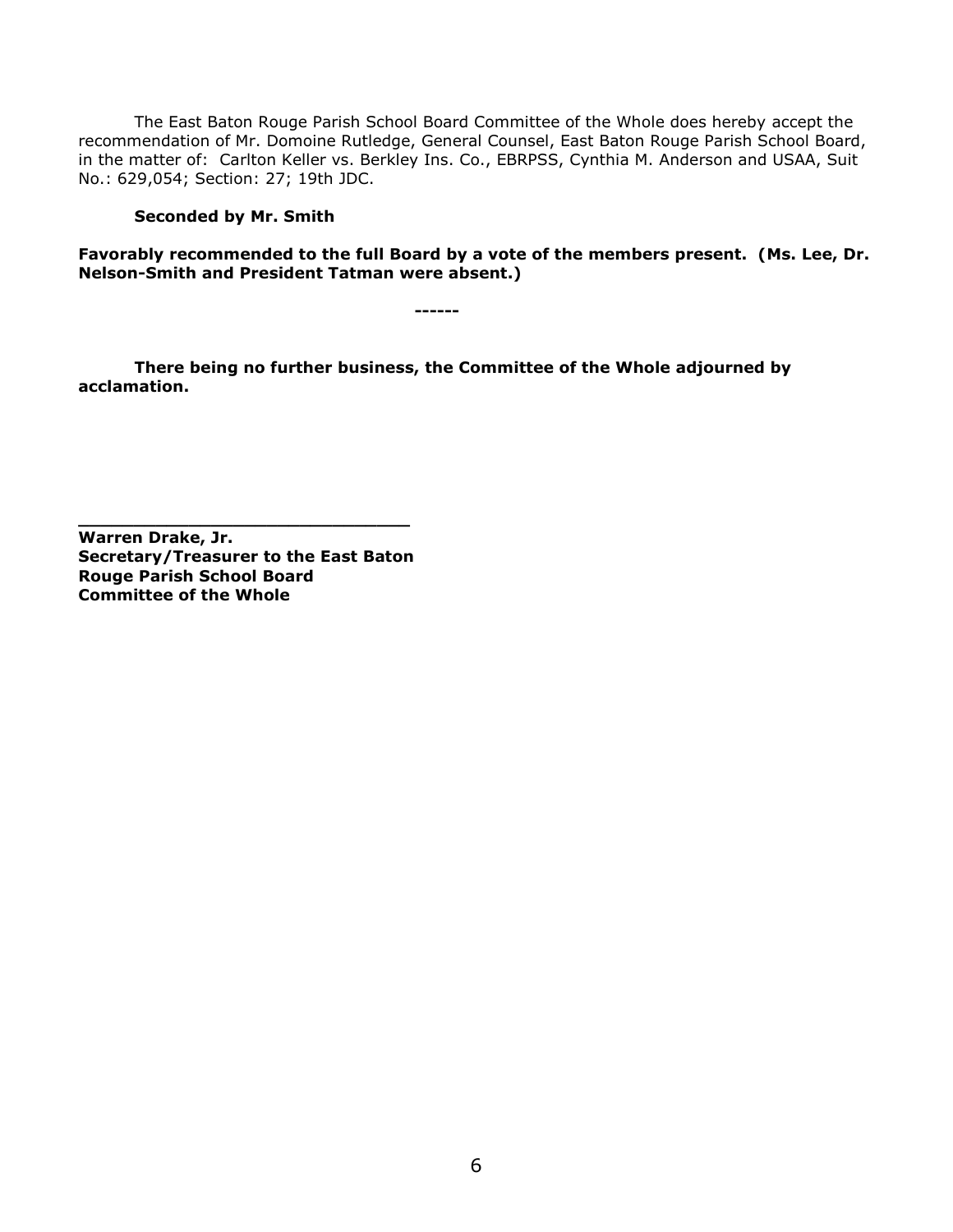The East Baton Rouge Parish School Board Committee of the Whole does hereby accept the recommendation of Mr. Domoine Rutledge, General Counsel, East Baton Rouge Parish School Board, in the matter of: Carlton Keller vs. Berkley Ins. Co., EBRPSS, Cynthia M. Anderson and USAA, Suit No.: 629,054; Section: 27; 19th JDC.

**Seconded by Mr. Smith**

**Favorably recommended to the full Board by a vote of the members present. (Ms. Lee, Dr. Nelson-Smith and President Tatman were absent.)**

------

**There being no further business, the Committee of the Whole adjourned by acclamation.**

_______________________________

**Warren Drake, Jr.**
**Secretary/Treasurer to the East Baton Rouge Parish School Board**
**Committee of the Whole**